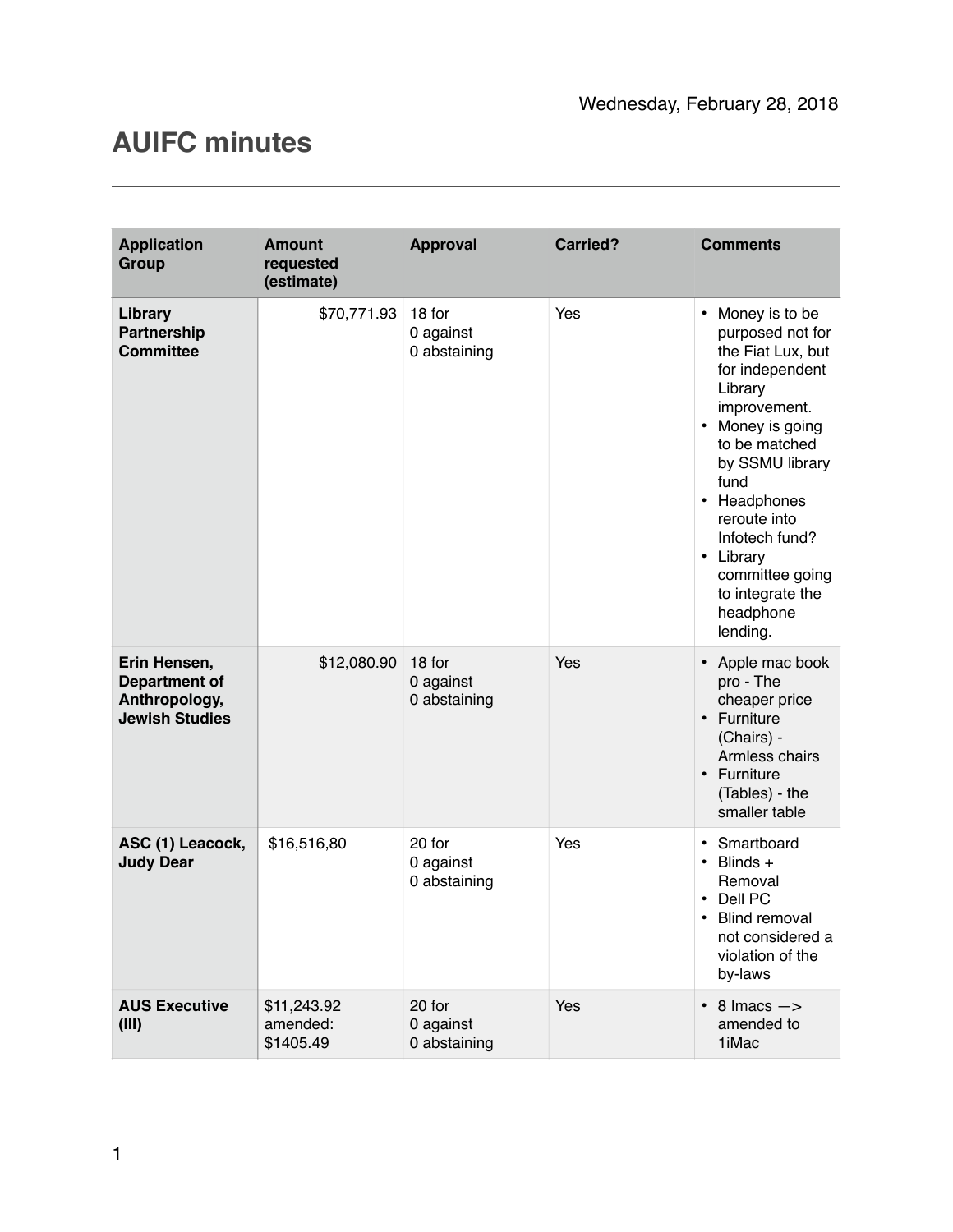Wednesday, February 28, 2018

# AUIFC minutes

| Application Group | Amount requested (estimate) | Approval | Carried? | Comments |
|---|---|---|---|---|
| **Library Partnership Committee** | $70,771.93 | 18 for<br>0 against<br>0 abstaining | Yes | • Money is to be purposed not for the Fiat Lux, but for independent Library improvement.<br>• Money is going to be matched by SSMU library fund<br>• Headphones reroute into Infotech fund?<br>• Library committee going to integrate the headphone lending. |
| **Erin Hensen, Department of Anthropology, Jewish Studies** | $12,080.90 | 18 for<br>0 against<br>0 abstaining | Yes | • Apple mac book pro - The cheaper price<br>• Furniture (Chairs) - Armless chairs<br>• Furniture (Tables) - the smaller table |
| **ASC (1) Leacock, Judy Dear** | $16,516,80 | 20 for<br>0 against<br>0 abstaining | Yes | • Smartboard<br>• Blinds + Removal<br>• Dell PC<br>• Blind removal not considered a violation of the by-laws |
| **AUS Executive (III)** | $11,243.92<br>amended: $1405.49 | 20 for<br>0 against<br>0 abstaining | Yes | • 8 Imacs —> amended to 1iMac |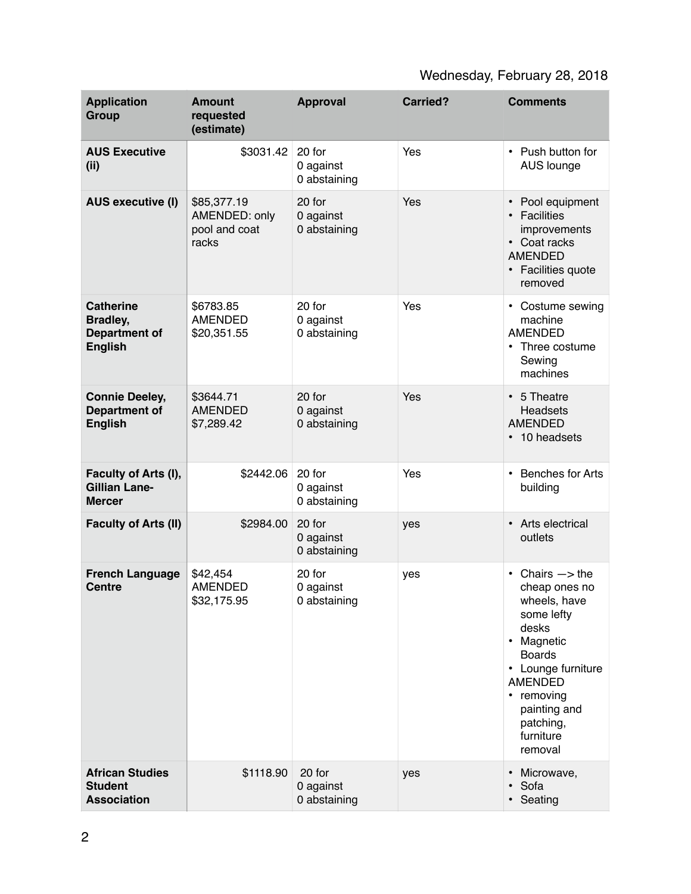Wednesday, February 28, 2018

| Application Group | Amount requested (estimate) | Approval | Carried? | Comments |
|---|---|---|---|---|
| **AUS Executive (ii)** | $3031.42 | 20 for<br>0 against<br>0 abstaining | Yes | • Push button for AUS lounge |
| **AUS executive (I)** | $85,377.19<br>AMENDED: only pool and coat racks | 20 for<br>0 against<br>0 abstaining | Yes | • Pool equipment<br>• Facilities improvements<br>• Coat racks<br>AMENDED<br>• Facilities quote removed |
| **Catherine Bradley, Department of English** | $6783.85<br>AMENDED<br>$20,351.55 | 20 for<br>0 against<br>0 abstaining | Yes | • Costume sewing machine<br>AMENDED<br>• Three costume Sewing machines |
| **Connie Deeley, Department of English** | $3644.71<br>AMENDED<br>$7,289.42 | 20 for<br>0 against<br>0 abstaining | Yes | • 5 Theatre Headsets<br>AMENDED<br>• 10 headsets |
| **Faculty of Arts (I), Gillian Lane-Mercer** | $2442.06 | 20 for<br>0 against<br>0 abstaining | Yes | • Benches for Arts building |
| **Faculty of Arts (II)** | $2984.00 | 20 for<br>0 against<br>0 abstaining | yes | • Arts electrical outlets |
| **French Language Centre** | $42,454<br>AMENDED<br>$32,175.95 | 20 for<br>0 against<br>0 abstaining | yes | • Chairs —> the cheap ones no wheels, have some lefty desks<br>• Magnetic Boards<br>• Lounge furniture<br>AMENDED<br>• removing painting and patching, furniture removal |
| **African Studies Student Association** | $1118.90 | 20 for<br>0 against<br>0 abstaining | yes | • Microwave,<br>• Sofa<br>• Seating |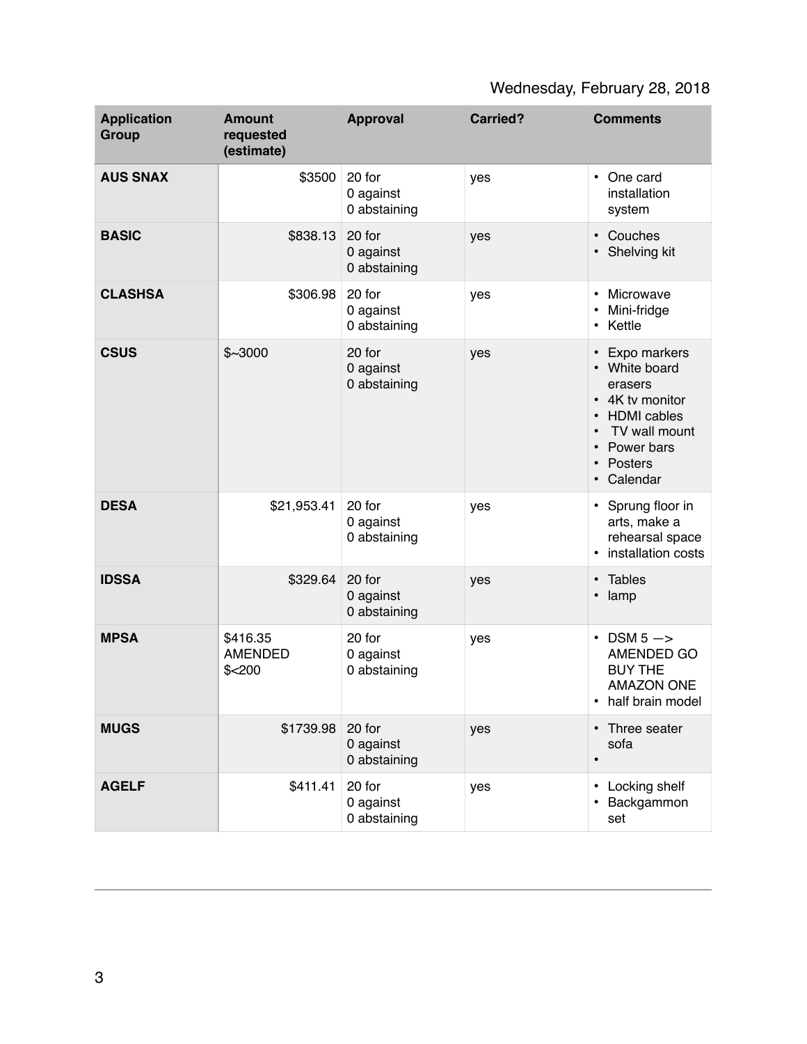Wednesday, February 28, 2018

| Application Group | Amount requested (estimate) | Approval | Carried? | Comments |
|---|---|---|---|---|
| **AUS SNAX** | $3500 | 20 for<br>0 against<br>0 abstaining | yes | • One card installation system |
| **BASIC** | $838.13 | 20 for<br>0 against<br>0 abstaining | yes | • Couches<br>• Shelving kit |
| **CLASHSA** | $306.98 | 20 for<br>0 against<br>0 abstaining | yes | • Microwave<br>• Mini-fridge<br>• Kettle |
| **CSUS** | $~3000 | 20 for<br>0 against<br>0 abstaining | yes | • Expo markers<br>• White board erasers<br>• 4K tv monitor<br>• HDMI cables<br>• TV wall mount<br>• Power bars<br>• Posters<br>• Calendar |
| **DESA** | $21,953.41 | 20 for<br>0 against<br>0 abstaining | yes | • Sprung floor in arts, make a rehearsal space<br>• installation costs |
| **IDSSA** | $329.64 | 20 for<br>0 against<br>0 abstaining | yes | • Tables<br>• lamp |
| **MPSA** | $416.35<br>AMENDED<br>$<200 | 20 for<br>0 against<br>0 abstaining | yes | • DSM 5 —> AMENDED GO BUY THE AMAZON ONE<br>• half brain model |
| **MUGS** | $1739.98 | 20 for<br>0 against<br>0 abstaining | yes | • Three seater sofa<br>• |
| **AGELF** | $411.41 | 20 for<br>0 against<br>0 abstaining | yes | • Locking shelf<br>• Backgammon set |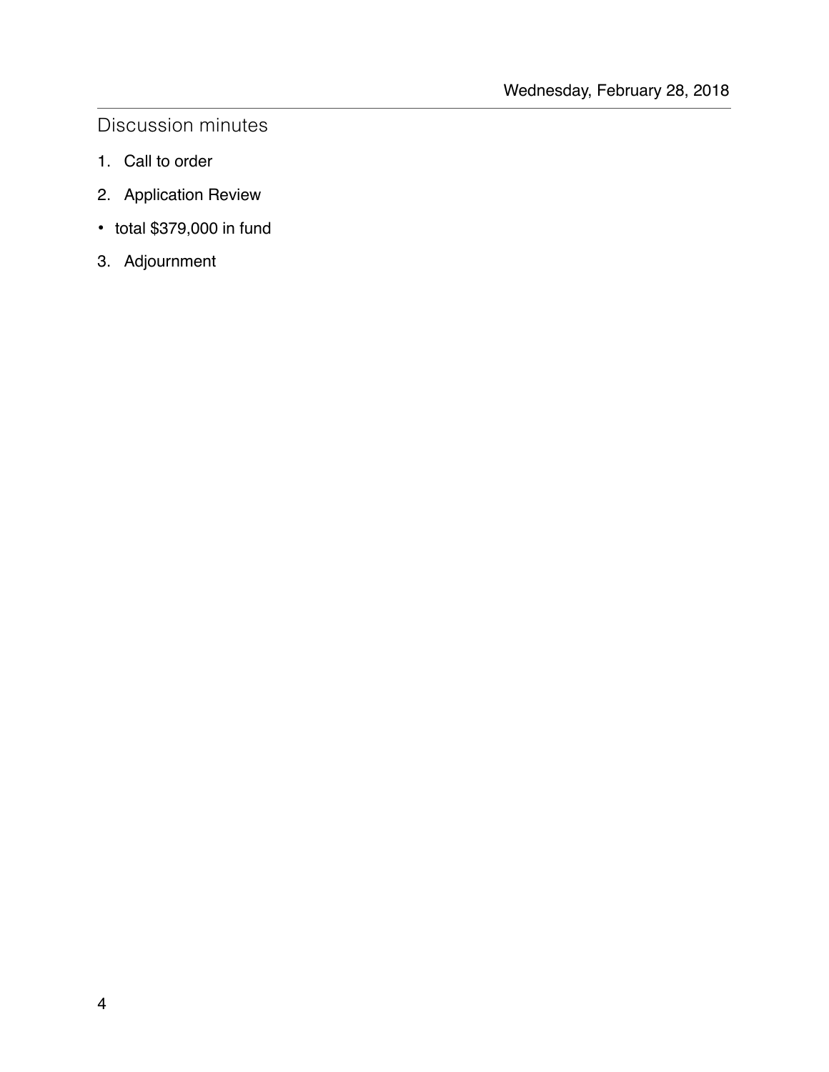Wednesday, February 28, 2018

## Discussion minutes

1. Call to order
2. Application Review

- total $379,000 in fund

3. Adjournment